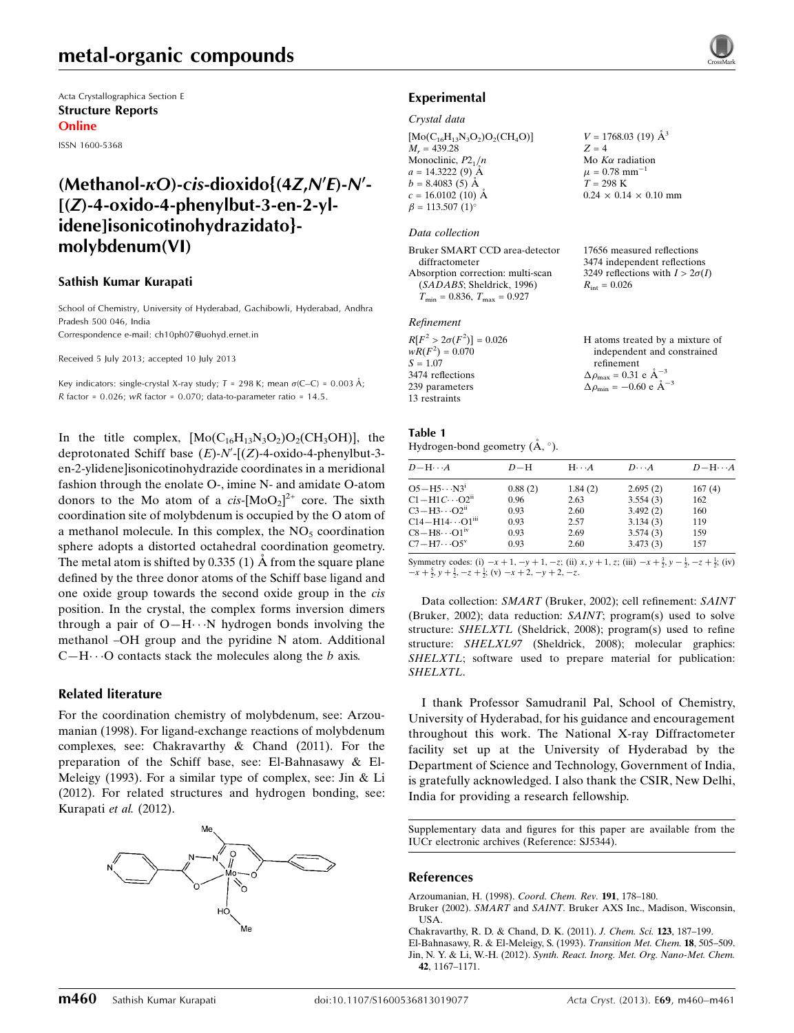Acta Crystallographica Section E

**Structure Reports**

**Online**

ISSN 1600-5368

# (Methanol-κO)-cis-dioxido{(4Z,N′E)-N′-[(Z)-4-oxido-4-phenylbut-3-en-2-ylidene]isonicotinohydrazidato}-molybdenum(VI)

**Sathish Kumar Kurapati**

School of Chemistry, University of Hyderabad, Gachibowli, Hyderabad, Andhra Pradesh 500 046, India

Correspondence e-mail: ch10ph07@uohyd.ernet.in

Received 5 July 2013; accepted 10 July 2013

Key indicators: single-crystal X-ray study; $T$ = 298 K; mean $\sigma$(C–C) = 0.003 Å; $R$ factor = 0.026; $wR$ factor = 0.070; data-to-parameter ratio = 14.5.

In the title complex, $[Mo(C_{16}H_{13}N_3O_2)O_2(CH_3OH)]$, the deprotonated Schiff base (*E*)-*N*′-[(*Z*)-4-oxido-4-phenylbut-3-en-2-ylidene]isonicotinohydrazide coordinates in a meridional fashion through the enolate O-, imine N- and amidate O-atom donors to the Mo atom of a *cis*-$[MoO_2]^{2+}$ core. The sixth coordination site of molybdenum is occupied by the O atom of a methanol molecule. In this complex, the $NO_5$ coordination sphere adopts a distorted octahedral coordination geometry. The metal atom is shifted by 0.335 (1) Å from the square plane defined by the three donor atoms of the Schiff base ligand and one oxide group towards the second oxide group in the *cis* position. In the crystal, the complex forms inversion dimers through a pair of O—H⋯N hydrogen bonds involving the methanol –OH group and the pyridine N atom. Additional C—H⋯O contacts stack the molecules along the *b* axis.

## Related literature

For the coordination chemistry of molybdenum, see: Arzoumanian (1998). For ligand-exchange reactions of molybdenum complexes, see: Chakravarthy & Chand (2011). For the preparation of the Schiff base, see: El-Bahnasawy & El-Meleigy (1993). For a similar type of complex, see: Jin & Li (2012). For related structures and hydrogen bonding, see: Kurapati *et al.* (2012).

## Experimental

### Crystal data

$[Mo(C_{16}H_{13}N_3O_2)O_2(CH_4O)]$
$M_r$ = 439.28
Monoclinic, $P2_1/n$
$a$ = 14.3222 (9) Å
$b$ = 8.4083 (5) Å
$c$ = 16.0102 (10) Å
$\beta$ = 113.507 (1)°
$V$ = 1768.03 (19) Å$^3$
$Z$ = 4
Mo $K\alpha$ radiation
$\mu$ = 0.78 mm$^{-1}$
$T$ = 298 K
0.24 × 0.14 × 0.10 mm

### Data collection

Bruker SMART CCD area-detector diffractometer
Absorption correction: multi-scan (*SADABS*; Sheldrick, 1996)
$T_{min}$ = 0.836, $T_{max}$ = 0.927
17656 measured reflections
3474 independent reflections
3249 reflections with $I > 2\sigma(I)$
$R_{int}$ = 0.026

### Refinement

$R[F^2 > 2\sigma(F^2)]$ = 0.026
$wR(F^2)$ = 0.070
$S$ = 1.07
3474 reflections
239 parameters
13 restraints
H atoms treated by a mixture of independent and constrained refinement
$\Delta\rho_{max}$ = 0.31 e Å$^{-3}$
$\Delta\rho_{min}$ = −0.60 e Å$^{-3}$

**Table 1**
Hydrogen-bond geometry (Å, °).

| $D$—H⋯$A$ | $D$—H | H⋯$A$ | $D$⋯$A$ | $D$—H⋯$A$ |
|---|---|---|---|---|
| O5—H5⋯N3$^{i}$ | 0.88 (2) | 1.84 (2) | 2.695 (2) | 167 (4) |
| C1—H1C⋯O2$^{ii}$ | 0.96 | 2.63 | 3.554 (3) | 162 |
| C3—H3⋯O2$^{ii}$ | 0.93 | 2.60 | 3.492 (2) | 160 |
| C14—H14⋯O1$^{iii}$ | 0.93 | 2.57 | 3.134 (3) | 119 |
| C8—H8⋯O1$^{iv}$ | 0.93 | 2.69 | 3.574 (3) | 159 |
| C7—H7⋯O5$^{v}$ | 0.93 | 2.60 | 3.473 (3) | 157 |

Symmetry codes: (i) $-x+1, -y+1, -z$; (ii) $x, y+1, z$; (iii) $-x+\frac{3}{2}, y-\frac{1}{2}, -z+\frac{1}{2}$; (iv) $-x+\frac{5}{2}, y+\frac{1}{2}, -z+\frac{1}{2}$; (v) $-x+2, -y+2, -z$.

Data collection: *SMART* (Bruker, 2002); cell refinement: *SAINT* (Bruker, 2002); data reduction: *SAINT*; program(s) used to solve structure: *SHELXTL* (Sheldrick, 2008); program(s) used to refine structure: *SHELXL97* (Sheldrick, 2008); molecular graphics: *SHELXTL*; software used to prepare material for publication: *SHELXTL*.

I thank Professor Samudranil Pal, School of Chemistry, University of Hyderabad, for his guidance and encouragement throughout this work. The National X-ray Diffractometer facility set up at the University of Hyderabad by the Department of Science and Technology, Government of India, is gratefully acknowledged. I also thank the CSIR, New Delhi, India for providing a research fellowship.

Supplementary data and figures for this paper are available from the IUCr electronic archives (Reference: SJ5344).

## References

Arzoumanian, H. (1998). *Coord. Chem. Rev.* **191**, 178–180.
Bruker (2002). *SMART* and *SAINT*. Bruker AXS Inc., Madison, Wisconsin, USA.
Chakravarthy, R. D. & Chand, D. K. (2011). *J. Chem. Sci.* **123**, 187–199.
El-Bahnasawy, R. & El-Meleigy, S. (1993). *Transition Met. Chem.* **18**, 505–509.
Jin, N. Y. & Li, W.-H. (2012). *Synth. React. Inorg. Met. Org. Nano-Met. Chem.* **42**, 1167–1171.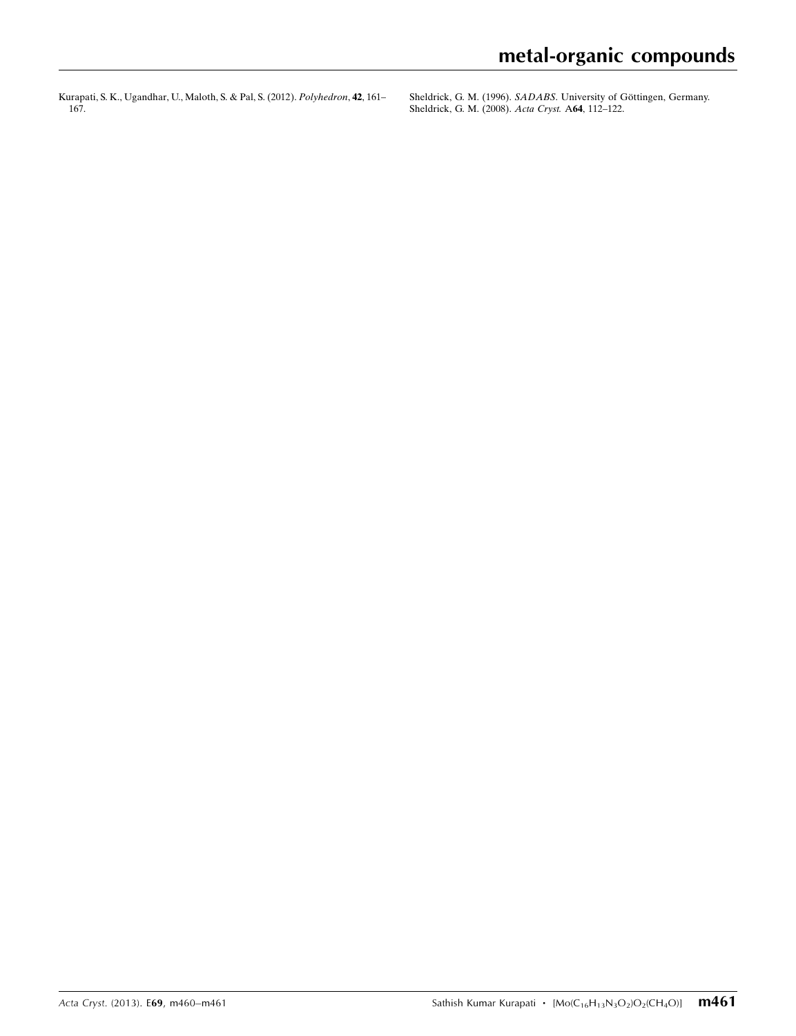Kurapati, S. K., Ugandhar, U., Maloth, S. & Pal, S. (2012). *Polyhedron*, **42**, 161–167.

Sheldrick, G. M. (1996). *SADABS*. University of Göttingen, Germany.

Sheldrick, G. M. (2008). *Acta Cryst.* A**64**, 112–122.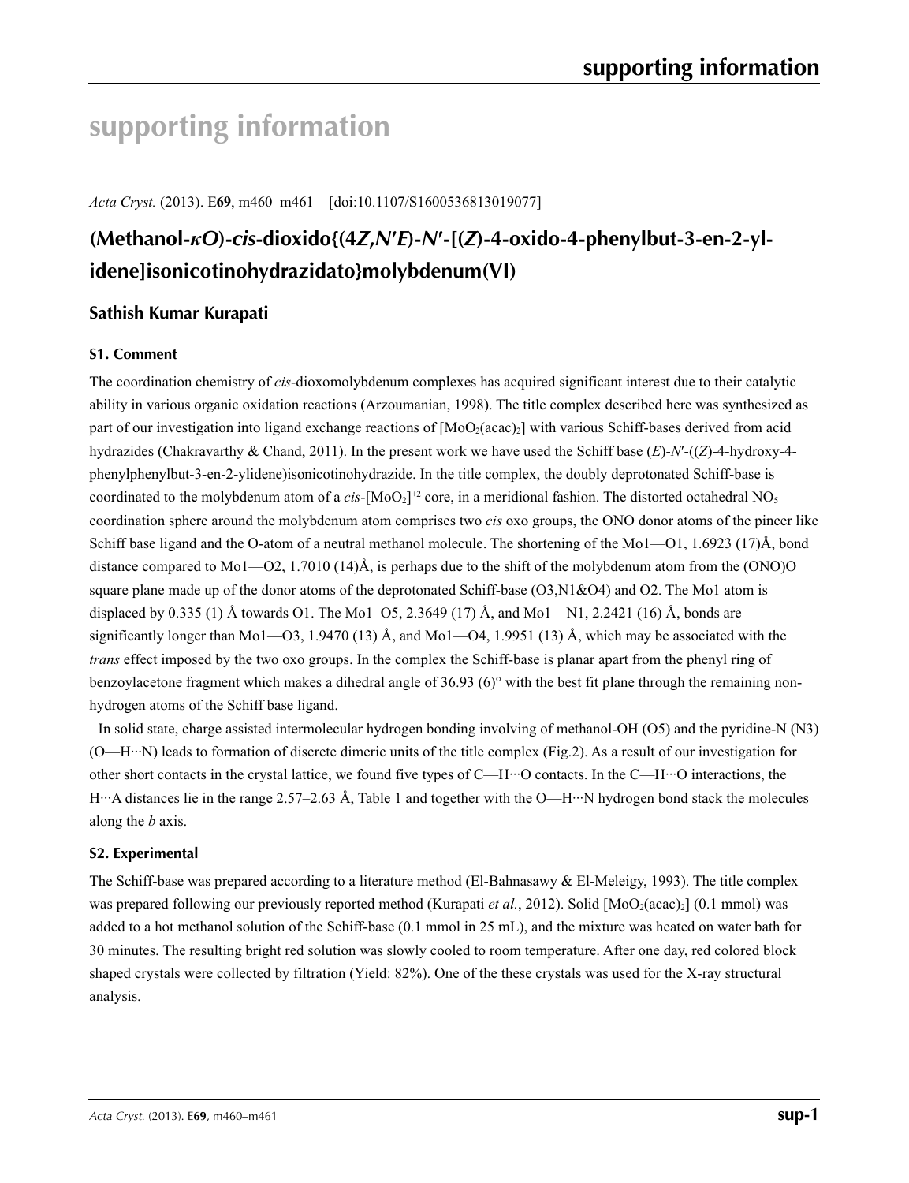# supporting information

*Acta Cryst.* (2013). E**69**, m460–m461 [doi:10.1107/S1600536813019077]

## (Methanol-*κO*)-*cis*-dioxido{(4*Z*,*N*′*E*)-*N*′-[(*Z*)-4-oxido-4-phenylbut-3-en-2-ylidene]isonicotinohydrazidato}molybdenum(VI)

### Sathish Kumar Kurapati

#### S1. Comment

The coordination chemistry of *cis*-dioxomolybdenum complexes has acquired significant interest due to their catalytic ability in various organic oxidation reactions (Arzoumanian, 1998). The title complex described here was synthesized as part of our investigation into ligand exchange reactions of $[MoO_2(acac)_2]$ with various Schiff-bases derived from acid hydrazides (Chakravarthy & Chand, 2011). In the present work we have used the Schiff base (*E*)-*N*′-((*Z*)-4-hydroxy-4-phenylphenylbut-3-en-2-ylidene)isonicotinohydrazide. In the title complex, the doubly deprotonated Schiff-base is coordinated to the molybdenum atom of a *cis*-$[MoO_2]^{+2}$ core, in a meridional fashion. The distorted octahedral $NO_5$ coordination sphere around the molybdenum atom comprises two *cis* oxo groups, the ONO donor atoms of the pincer like Schiff base ligand and the O-atom of a neutral methanol molecule. The shortening of the Mo1—O1, 1.6923 (17)Å, bond distance compared to Mo1—O2, 1.7010 (14)Å, is perhaps due to the shift of the molybdenum atom from the (ONO)O square plane made up of the donor atoms of the deprotonated Schiff-base (O3,N1&O4) and O2. The Mo1 atom is displaced by 0.335 (1) Å towards O1. The Mo1–O5, 2.3649 (17) Å, and Mo1—N1, 2.2421 (16) Å, bonds are significantly longer than Mo1—O3, 1.9470 (13) Å, and Mo1—O4, 1.9951 (13) Å, which may be associated with the *trans* effect imposed by the two oxo groups. In the complex the Schiff-base is planar apart from the phenyl ring of benzoylacetone fragment which makes a dihedral angle of 36.93 (6)° with the best fit plane through the remaining non-hydrogen atoms of the Schiff base ligand.

In solid state, charge assisted intermolecular hydrogen bonding involving of methanol-OH (O5) and the pyridine-N (N3) (O—H···N) leads to formation of discrete dimeric units of the title complex (Fig.2). As a result of our investigation for other short contacts in the crystal lattice, we found five types of C—H···O contacts. In the C—H···O interactions, the H···A distances lie in the range 2.57–2.63 Å, Table 1 and together with the O—H···N hydrogen bond stack the molecules along the *b* axis.

#### S2. Experimental

The Schiff-base was prepared according to a literature method (El-Bahnasawy & El-Meleigy, 1993). The title complex was prepared following our previously reported method (Kurapati *et al.*, 2012). Solid $[MoO_2(acac)_2]$ (0.1 mmol) was added to a hot methanol solution of the Schiff-base (0.1 mmol in 25 mL), and the mixture was heated on water bath for 30 minutes. The resulting bright red solution was slowly cooled to room temperature. After one day, red colored block shaped crystals were collected by filtration (Yield: 82%). One of the these crystals was used for the X-ray structural analysis.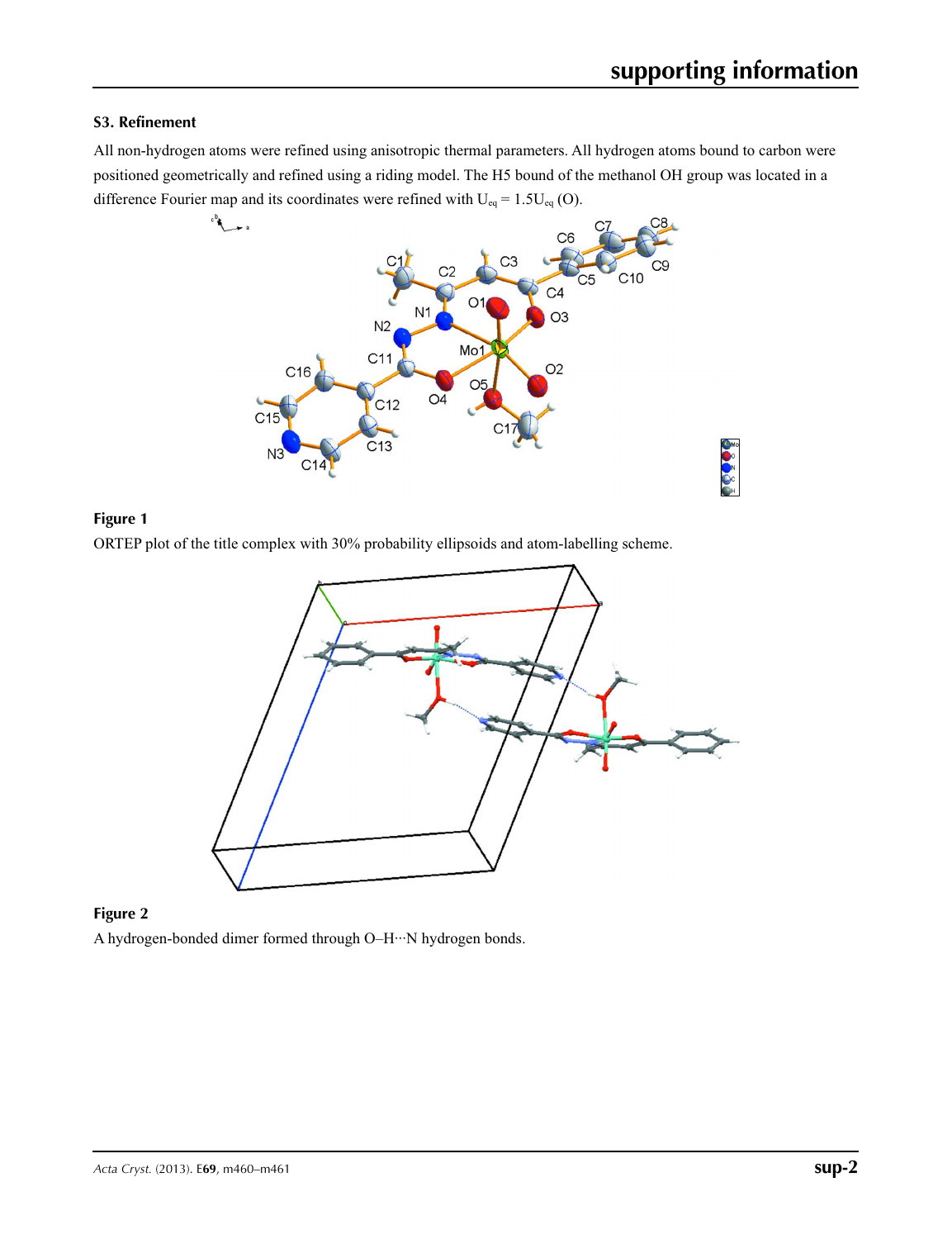### S3. Refinement

All non-hydrogen atoms were refined using anisotropic thermal parameters. All hydrogen atoms bound to carbon were positioned geometrically and refined using a riding model. The H5 bound of the methanol OH group was located in a difference Fourier map and its coordinates were refined with $U_{eq} = 1.5U_{eq}$ (O).

**Figure 1**

ORTEP plot of the title complex with 30% probability ellipsoids and atom-labelling scheme.

**Figure 2**

A hydrogen-bonded dimer formed through O–H···N hydrogen bonds.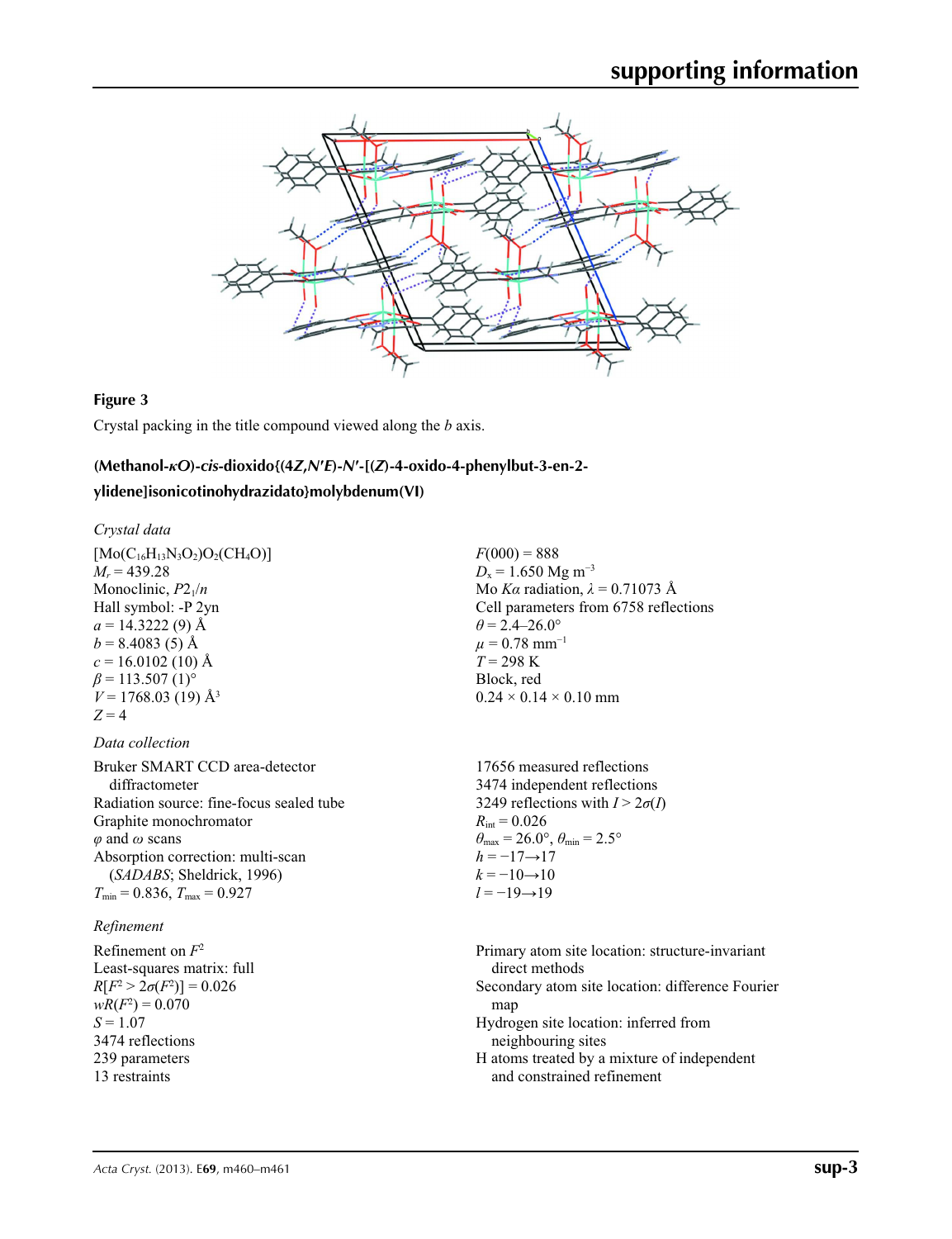**Figure 3**

Crystal packing in the title compound viewed along the *b* axis.

## (Methanol-*κO*)-*cis*-dioxido{(4*Z*,*N*′*E*)-*N*′-[(*Z*)-4-oxido-4-phenylbut-3-en-2-ylidene]isonicotinohydrazidato}molybdenum(VI)

### *Crystal data*

$[Mo(C_{16}H_{13}N_3O_2)O_2(CH_4O)]$
$M_r = 439.28$
Monoclinic, $P2_1/n$
Hall symbol: -P 2yn
$a = 14.3222$ (9) Å
$b = 8.4083$ (5) Å
$c = 16.0102$ (10) Å
$\beta = 113.507$ (1)°
$V = 1768.03$ (19) Å$^3$
$Z = 4$
$F(000) = 888$
$D_x = 1.650$ Mg m$^{-3}$
Mo $K\alpha$ radiation, $\lambda = 0.71073$ Å
Cell parameters from 6758 reflections
$\theta = 2.4$–26.0°
$\mu = 0.78$ mm$^{-1}$
$T = 298$ K
Block, red
0.24 × 0.14 × 0.10 mm

### *Data collection*

Bruker SMART CCD area-detector diffractometer
Radiation source: fine-focus sealed tube
Graphite monochromator
$\varphi$ and $\omega$ scans
Absorption correction: multi-scan (*SADABS*; Sheldrick, 1996)
$T_{min} = 0.836$, $T_{max} = 0.927$
17656 measured reflections
3474 independent reflections
3249 reflections with $I > 2\sigma(I)$
$R_{int} = 0.026$
$\theta_{max} = 26.0°$, $\theta_{min} = 2.5°$
$h = -17 \rightarrow 17$
$k = -10 \rightarrow 10$
$l = -19 \rightarrow 19$

### *Refinement*

Refinement on $F^2$
Least-squares matrix: full
$R[F^2 > 2\sigma(F^2)] = 0.026$
$wR(F^2) = 0.070$
$S = 1.07$
3474 reflections
239 parameters
13 restraints
Primary atom site location: structure-invariant direct methods
Secondary atom site location: difference Fourier map
Hydrogen site location: inferred from neighbouring sites
H atoms treated by a mixture of independent and constrained refinement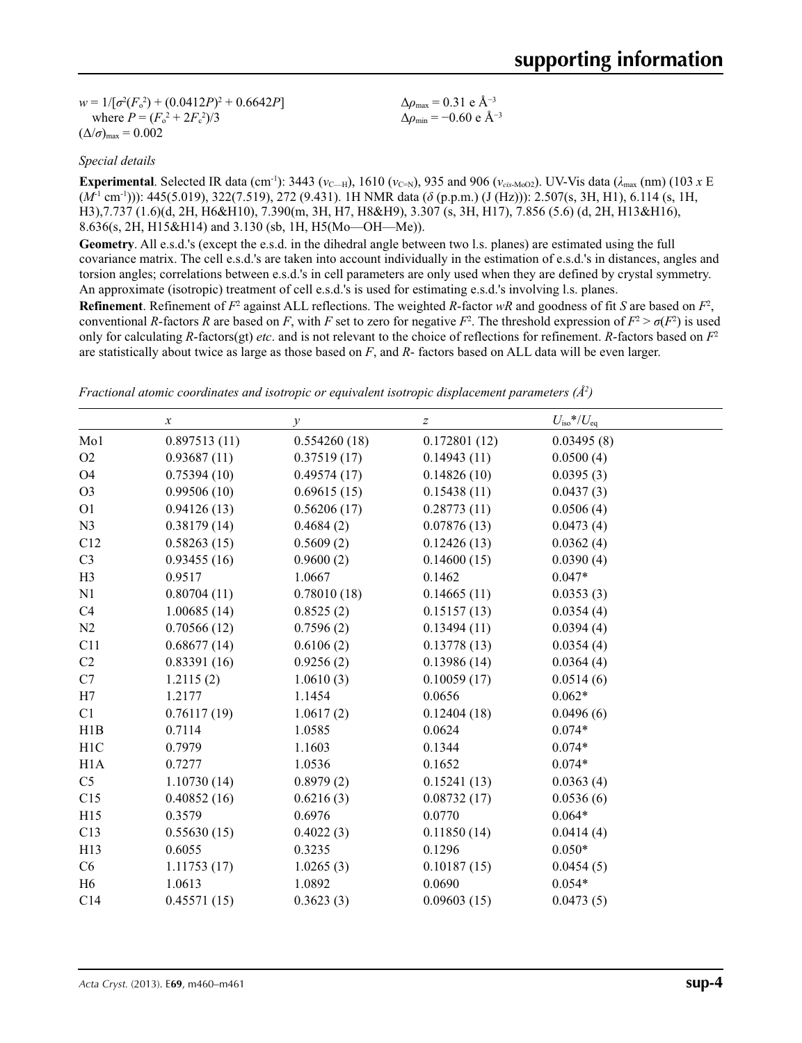$w = 1/[\sigma^2(F_o^2) + (0.0412P)^2 + 0.6642P]$
where $P = (F_o^2 + 2F_c^2)/3$
$(\Delta/\sigma)_{max} = 0.002$

$\Delta\rho_{max} = 0.31$ e Å$^{-3}$
$\Delta\rho_{min} = -0.60$ e Å$^{-3}$

*Special details*

**Experimental**. Selected IR data (cm$^{-1}$): 3443 ($\nu_{C—H}$), 1610 ($\nu_{C=N}$), 935 and 906 ($\nu_{cis\text{-}MoO2}$). UV-Vis data ($\lambda_{max}$ (nm) (103 *x* E ($M^{-1}$ cm$^{-1}$))): 445(5.019), 322(7.519), 272 (9.431). 1H NMR data ($\delta$ (p.p.m.) (J (Hz))): 2.507(s, 3H, H1), 6.114 (s, 1H, H3),7.737 (1.6)(d, 2H, H6&H10), 7.390(m, 3H, H7, H8&H9), 3.307 (s, 3H, H17), 7.856 (5.6) (d, 2H, H13&H16), 8.636(s, 2H, H15&H14) and 3.130 (sb, 1H, H5(Mo—OH—Me)).

**Geometry**. All e.s.d.'s (except the e.s.d. in the dihedral angle between two l.s. planes) are estimated using the full covariance matrix. The cell e.s.d.'s are taken into account individually in the estimation of e.s.d.'s in distances, angles and torsion angles; correlations between e.s.d.'s in cell parameters are only used when they are defined by crystal symmetry. An approximate (isotropic) treatment of cell e.s.d.'s is used for estimating e.s.d.'s involving l.s. planes.

**Refinement**. Refinement of $F^2$ against ALL reflections. The weighted *R*-factor *wR* and goodness of fit *S* are based on $F^2$, conventional *R*-factors *R* are based on *F*, with *F* set to zero for negative $F^2$. The threshold expression of $F^2 > \sigma(F^2)$ is used only for calculating *R*-factors(gt) *etc*. and is not relevant to the choice of reflections for refinement. *R*-factors based on $F^2$ are statistically about twice as large as those based on *F*, and *R*- factors based on ALL data will be even larger.

*Fractional atomic coordinates and isotropic or equivalent isotropic displacement parameters (Å$^2$)*

| | *x* | *y* | *z* | $U_{iso}$*/$U_{eq}$ |
|---|---|---|---|---|
| Mo1 | 0.897513 (11) | 0.554260 (18) | 0.172801 (12) | 0.03495 (8) |
| O2 | 0.93687 (11) | 0.37519 (17) | 0.14943 (11) | 0.0500 (4) |
| O4 | 0.75394 (10) | 0.49574 (17) | 0.14826 (10) | 0.0395 (3) |
| O3 | 0.99506 (10) | 0.69615 (15) | 0.15438 (11) | 0.0437 (3) |
| O1 | 0.94126 (13) | 0.56206 (17) | 0.28773 (11) | 0.0506 (4) |
| N3 | 0.38179 (14) | 0.4684 (2) | 0.07876 (13) | 0.0473 (4) |
| C12 | 0.58263 (15) | 0.5609 (2) | 0.12426 (13) | 0.0362 (4) |
| C3 | 0.93455 (16) | 0.9600 (2) | 0.14600 (15) | 0.0390 (4) |
| H3 | 0.9517 | 1.0667 | 0.1462 | 0.047* |
| N1 | 0.80704 (11) | 0.78010 (18) | 0.14665 (11) | 0.0353 (3) |
| C4 | 1.00685 (14) | 0.8525 (2) | 0.15157 (13) | 0.0354 (4) |
| N2 | 0.70566 (12) | 0.7596 (2) | 0.13494 (11) | 0.0394 (4) |
| C11 | 0.68677 (14) | 0.6106 (2) | 0.13778 (13) | 0.0354 (4) |
| C2 | 0.83391 (16) | 0.9256 (2) | 0.13986 (14) | 0.0364 (4) |
| C7 | 1.2115 (2) | 1.0610 (3) | 0.10059 (17) | 0.0514 (6) |
| H7 | 1.2177 | 1.1454 | 0.0656 | 0.062* |
| C1 | 0.76117 (19) | 1.0617 (2) | 0.12404 (18) | 0.0496 (6) |
| H1B | 0.7114 | 1.0585 | 0.0624 | 0.074* |
| H1C | 0.7979 | 1.1603 | 0.1344 | 0.074* |
| H1A | 0.7277 | 1.0536 | 0.1652 | 0.074* |
| C5 | 1.10730 (14) | 0.8979 (2) | 0.15241 (13) | 0.0363 (4) |
| C15 | 0.40852 (16) | 0.6216 (3) | 0.08732 (17) | 0.0536 (6) |
| H15 | 0.3579 | 0.6976 | 0.0770 | 0.064* |
| C13 | 0.55630 (15) | 0.4022 (3) | 0.11850 (14) | 0.0414 (4) |
| H13 | 0.6055 | 0.3235 | 0.1296 | 0.050* |
| C6 | 1.11753 (17) | 1.0265 (3) | 0.10187 (15) | 0.0454 (5) |
| H6 | 1.0613 | 1.0892 | 0.0690 | 0.054* |
| C14 | 0.45571 (15) | 0.3623 (3) | 0.09603 (15) | 0.0473 (5) |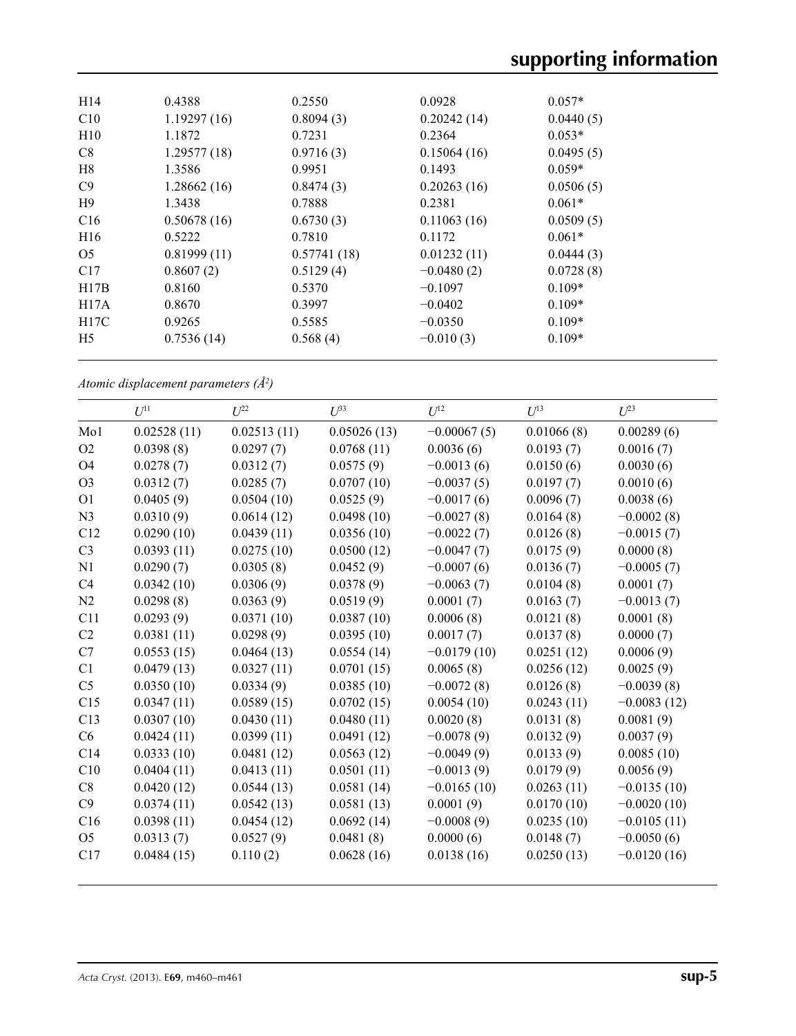| | | | | |
|---|---|---|---|---|
| H14 | 0.4388 | 0.2550 | 0.0928 | 0.057* |
| C10 | 1.19297 (16) | 0.8094 (3) | 0.20242 (14) | 0.0440 (5) |
| H10 | 1.1872 | 0.7231 | 0.2364 | 0.053* |
| C8 | 1.29577 (18) | 0.9716 (3) | 0.15064 (16) | 0.0495 (5) |
| H8 | 1.3586 | 0.9951 | 0.1493 | 0.059* |
| C9 | 1.28662 (16) | 0.8474 (3) | 0.20263 (16) | 0.0506 (5) |
| H9 | 1.3438 | 0.7888 | 0.2381 | 0.061* |
| C16 | 0.50678 (16) | 0.6730 (3) | 0.11063 (16) | 0.0509 (5) |
| H16 | 0.5222 | 0.7810 | 0.1172 | 0.061* |
| O5 | 0.81999 (11) | 0.57741 (18) | 0.01232 (11) | 0.0444 (3) |
| C17 | 0.8607 (2) | 0.5129 (4) | −0.0480 (2) | 0.0728 (8) |
| H17B | 0.8160 | 0.5370 | −0.1097 | 0.109* |
| H17A | 0.8670 | 0.3997 | −0.0402 | 0.109* |
| H17C | 0.9265 | 0.5585 | −0.0350 | 0.109* |
| H5 | 0.7536 (14) | 0.568 (4) | −0.010 (3) | 0.109* |

*Atomic displacement parameters (Å²)*

| | $U^{11}$ | $U^{22}$ | $U^{33}$ | $U^{12}$ | $U^{13}$ | $U^{23}$ |
|---|---|---|---|---|---|---|
| Mo1 | 0.02528 (11) | 0.02513 (11) | 0.05026 (13) | −0.00067 (5) | 0.01066 (8) | 0.00289 (6) |
| O2 | 0.0398 (8) | 0.0297 (7) | 0.0768 (11) | 0.0036 (6) | 0.0193 (7) | 0.0016 (7) |
| O4 | 0.0278 (7) | 0.0312 (7) | 0.0575 (9) | −0.0013 (6) | 0.0150 (6) | 0.0030 (6) |
| O3 | 0.0312 (7) | 0.0285 (7) | 0.0707 (10) | −0.0037 (5) | 0.0197 (7) | 0.0010 (6) |
| O1 | 0.0405 (9) | 0.0504 (10) | 0.0525 (9) | −0.0017 (6) | 0.0096 (7) | 0.0038 (6) |
| N3 | 0.0310 (9) | 0.0614 (12) | 0.0498 (10) | −0.0027 (8) | 0.0164 (8) | −0.0002 (8) |
| C12 | 0.0290 (10) | 0.0439 (11) | 0.0356 (10) | −0.0022 (7) | 0.0126 (8) | −0.0015 (7) |
| C3 | 0.0393 (11) | 0.0275 (10) | 0.0500 (12) | −0.0047 (7) | 0.0175 (9) | 0.0000 (8) |
| N1 | 0.0290 (7) | 0.0305 (8) | 0.0452 (9) | −0.0007 (6) | 0.0136 (7) | −0.0005 (7) |
| C4 | 0.0342 (10) | 0.0306 (9) | 0.0378 (9) | −0.0063 (7) | 0.0104 (8) | 0.0001 (7) |
| N2 | 0.0298 (8) | 0.0363 (9) | 0.0519 (9) | 0.0001 (7) | 0.0163 (7) | −0.0013 (7) |
| C11 | 0.0293 (9) | 0.0371 (10) | 0.0387 (10) | 0.0006 (8) | 0.0121 (8) | 0.0001 (8) |
| C2 | 0.0381 (11) | 0.0298 (9) | 0.0395 (10) | 0.0017 (7) | 0.0137 (8) | 0.0000 (7) |
| C7 | 0.0553 (15) | 0.0464 (13) | 0.0554 (14) | −0.0179 (10) | 0.0251 (12) | 0.0006 (9) |
| C1 | 0.0479 (13) | 0.0327 (11) | 0.0701 (15) | 0.0065 (8) | 0.0256 (12) | 0.0025 (9) |
| C5 | 0.0350 (10) | 0.0334 (9) | 0.0385 (10) | −0.0072 (8) | 0.0126 (8) | −0.0039 (8) |
| C15 | 0.0347 (11) | 0.0589 (15) | 0.0702 (15) | 0.0054 (10) | 0.0243 (11) | −0.0083 (12) |
| C13 | 0.0307 (10) | 0.0430 (11) | 0.0480 (11) | 0.0020 (8) | 0.0131 (8) | 0.0081 (9) |
| C6 | 0.0424 (11) | 0.0399 (11) | 0.0491 (12) | −0.0078 (9) | 0.0132 (9) | 0.0037 (9) |
| C14 | 0.0333 (10) | 0.0481 (12) | 0.0563 (12) | −0.0049 (9) | 0.0133 (9) | 0.0085 (10) |
| C10 | 0.0404 (11) | 0.0413 (11) | 0.0501 (11) | −0.0013 (9) | 0.0179 (9) | 0.0056 (9) |
| C8 | 0.0420 (12) | 0.0544 (13) | 0.0581 (14) | −0.0165 (10) | 0.0263 (11) | −0.0135 (10) |
| C9 | 0.0374 (11) | 0.0542 (13) | 0.0581 (13) | 0.0001 (9) | 0.0170 (10) | −0.0020 (10) |
| C16 | 0.0398 (11) | 0.0454 (12) | 0.0692 (14) | −0.0008 (9) | 0.0235 (10) | −0.0105 (11) |
| O5 | 0.0313 (7) | 0.0527 (9) | 0.0481 (8) | 0.0000 (6) | 0.0148 (7) | −0.0050 (6) |
| C17 | 0.0484 (15) | 0.110 (2) | 0.0628 (16) | 0.0138 (16) | 0.0250 (13) | −0.0120 (16) |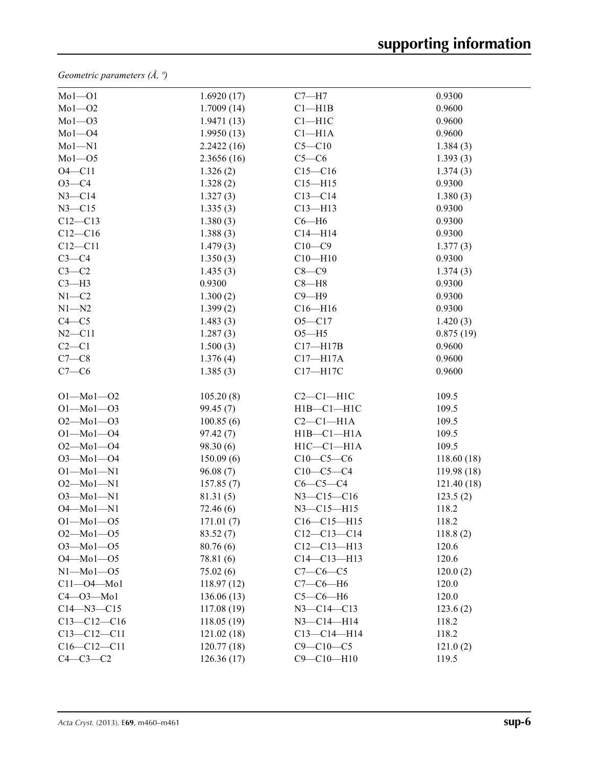*Geometric parameters (Å, º)*

| | | | |
|---|---|---|---|
| Mo1—O1 | 1.6920 (17) | C7—H7 | 0.9300 |
| Mo1—O2 | 1.7009 (14) | C1—H1B | 0.9600 |
| Mo1—O3 | 1.9471 (13) | C1—H1C | 0.9600 |
| Mo1—O4 | 1.9950 (13) | C1—H1A | 0.9600 |
| Mo1—N1 | 2.2422 (16) | C5—C10 | 1.384 (3) |
| Mo1—O5 | 2.3656 (16) | C5—C6 | 1.393 (3) |
| O4—C11 | 1.326 (2) | C15—C16 | 1.374 (3) |
| O3—C4 | 1.328 (2) | C15—H15 | 0.9300 |
| N3—C14 | 1.327 (3) | C13—C14 | 1.380 (3) |
| N3—C15 | 1.335 (3) | C13—H13 | 0.9300 |
| C12—C13 | 1.380 (3) | C6—H6 | 0.9300 |
| C12—C16 | 1.388 (3) | C14—H14 | 0.9300 |
| C12—C11 | 1.479 (3) | C10—C9 | 1.377 (3) |
| C3—C4 | 1.350 (3) | C10—H10 | 0.9300 |
| C3—C2 | 1.435 (3) | C8—C9 | 1.374 (3) |
| C3—H3 | 0.9300 | C8—H8 | 0.9300 |
| N1—C2 | 1.300 (2) | C9—H9 | 0.9300 |
| N1—N2 | 1.399 (2) | C16—H16 | 0.9300 |
| C4—C5 | 1.483 (3) | O5—C17 | 1.420 (3) |
| N2—C11 | 1.287 (3) | O5—H5 | 0.875 (19) |
| C2—C1 | 1.500 (3) | C17—H17B | 0.9600 |
| C7—C8 | 1.376 (4) | C17—H17A | 0.9600 |
| C7—C6 | 1.385 (3) | C17—H17C | 0.9600 |
| | | | |
| O1—Mo1—O2 | 105.20 (8) | C2—C1—H1C | 109.5 |
| O1—Mo1—O3 | 99.45 (7) | H1B—C1—H1C | 109.5 |
| O2—Mo1—O3 | 100.85 (6) | C2—C1—H1A | 109.5 |
| O1—Mo1—O4 | 97.42 (7) | H1B—C1—H1A | 109.5 |
| O2—Mo1—O4 | 98.30 (6) | H1C—C1—H1A | 109.5 |
| O3—Mo1—O4 | 150.09 (6) | C10—C5—C6 | 118.60 (18) |
| O1—Mo1—N1 | 96.08 (7) | C10—C5—C4 | 119.98 (18) |
| O2—Mo1—N1 | 157.85 (7) | C6—C5—C4 | 121.40 (18) |
| O3—Mo1—N1 | 81.31 (5) | N3—C15—C16 | 123.5 (2) |
| O4—Mo1—N1 | 72.46 (6) | N3—C15—H15 | 118.2 |
| O1—Mo1—O5 | 171.01 (7) | C16—C15—H15 | 118.2 |
| O2—Mo1—O5 | 83.52 (7) | C12—C13—C14 | 118.8 (2) |
| O3—Mo1—O5 | 80.76 (6) | C12—C13—H13 | 120.6 |
| O4—Mo1—O5 | 78.81 (6) | C14—C13—H13 | 120.6 |
| N1—Mo1—O5 | 75.02 (6) | C7—C6—C5 | 120.0 (2) |
| C11—O4—Mo1 | 118.97 (12) | C7—C6—H6 | 120.0 |
| C4—O3—Mo1 | 136.06 (13) | C5—C6—H6 | 120.0 |
| C14—N3—C15 | 117.08 (19) | N3—C14—C13 | 123.6 (2) |
| C13—C12—C16 | 118.05 (19) | N3—C14—H14 | 118.2 |
| C13—C12—C11 | 121.02 (18) | C13—C14—H14 | 118.2 |
| C16—C12—C11 | 120.77 (18) | C9—C10—C5 | 121.0 (2) |
| C4—C3—C2 | 126.36 (17) | C9—C10—H10 | 119.5 |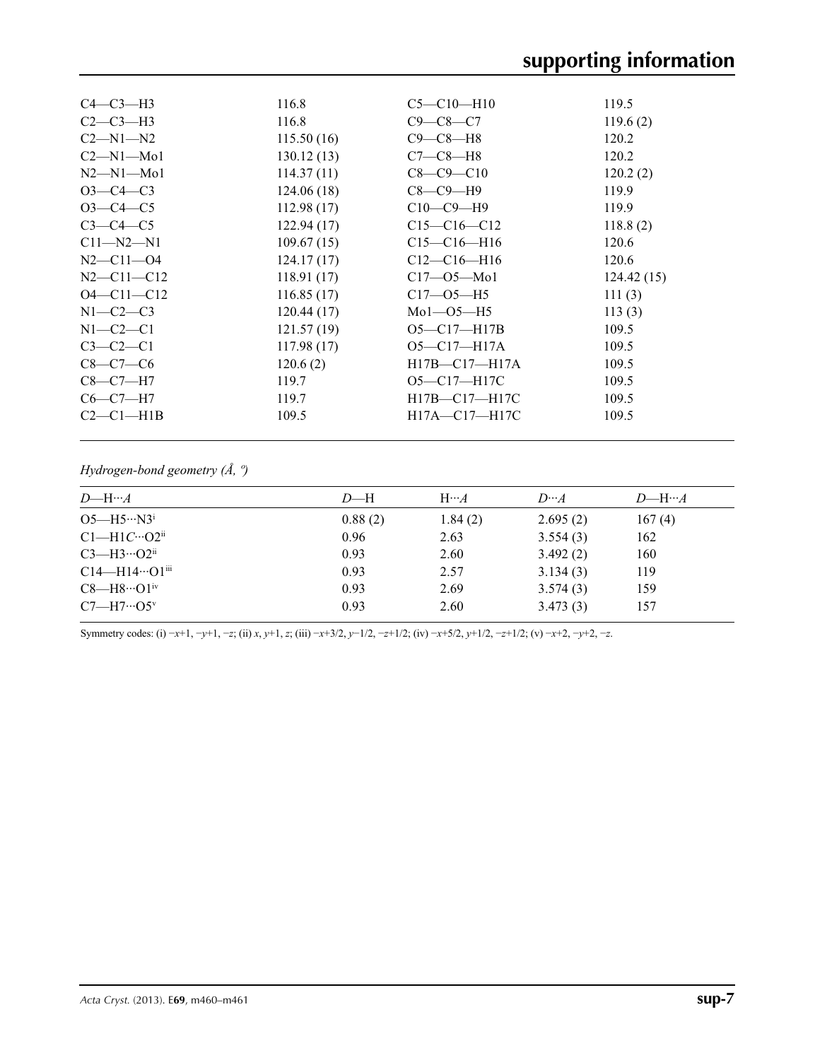| | | | |
|---|---|---|---|
| C4—C3—H3 | 116.8 | C5—C10—H10 | 119.5 |
| C2—C3—H3 | 116.8 | C9—C8—C7 | 119.6 (2) |
| C2—N1—N2 | 115.50 (16) | C9—C8—H8 | 120.2 |
| C2—N1—Mo1 | 130.12 (13) | C7—C8—H8 | 120.2 |
| N2—N1—Mo1 | 114.37 (11) | C8—C9—C10 | 120.2 (2) |
| O3—C4—C3 | 124.06 (18) | C8—C9—H9 | 119.9 |
| O3—C4—C5 | 112.98 (17) | C10—C9—H9 | 119.9 |
| C3—C4—C5 | 122.94 (17) | C15—C16—C12 | 118.8 (2) |
| C11—N2—N1 | 109.67 (15) | C15—C16—H16 | 120.6 |
| N2—C11—O4 | 124.17 (17) | C12—C16—H16 | 120.6 |
| N2—C11—C12 | 118.91 (17) | C17—O5—Mo1 | 124.42 (15) |
| O4—C11—C12 | 116.85 (17) | C17—O5—H5 | 111 (3) |
| N1—C2—C3 | 120.44 (17) | Mo1—O5—H5 | 113 (3) |
| N1—C2—C1 | 121.57 (19) | O5—C17—H17B | 109.5 |
| C3—C2—C1 | 117.98 (17) | O5—C17—H17A | 109.5 |
| C8—C7—C6 | 120.6 (2) | H17B—C17—H17A | 109.5 |
| C8—C7—H7 | 119.7 | O5—C17—H17C | 109.5 |
| C6—C7—H7 | 119.7 | H17B—C17—H17C | 109.5 |
| C2—C1—H1B | 109.5 | H17A—C17—H17C | 109.5 |

*Hydrogen-bond geometry (Å, º)*

| *D*—H···*A* | *D*—H | H···*A* | *D*···*A* | *D*—H···*A* |
|---|---|---|---|---|
| O5—H5···N3[i] | 0.88 (2) | 1.84 (2) | 2.695 (2) | 167 (4) |
| C1—H1*C*···O2[ii] | 0.96 | 2.63 | 3.554 (3) | 162 |
| C3—H3···O2[ii] | 0.93 | 2.60 | 3.492 (2) | 160 |
| C14—H14···O1[iii] | 0.93 | 2.57 | 3.134 (3) | 119 |
| C8—H8···O1[iv] | 0.93 | 2.69 | 3.574 (3) | 159 |
| C7—H7···O5[v] | 0.93 | 2.60 | 3.473 (3) | 157 |

Symmetry codes: (i) $-x+1, -y+1, -z$; (ii) $x, y+1, z$; (iii) $-x+3/2, y-1/2, -z+1/2$; (iv) $-x+5/2, y+1/2, -z+1/2$; (v) $-x+2, -y+2, -z$.